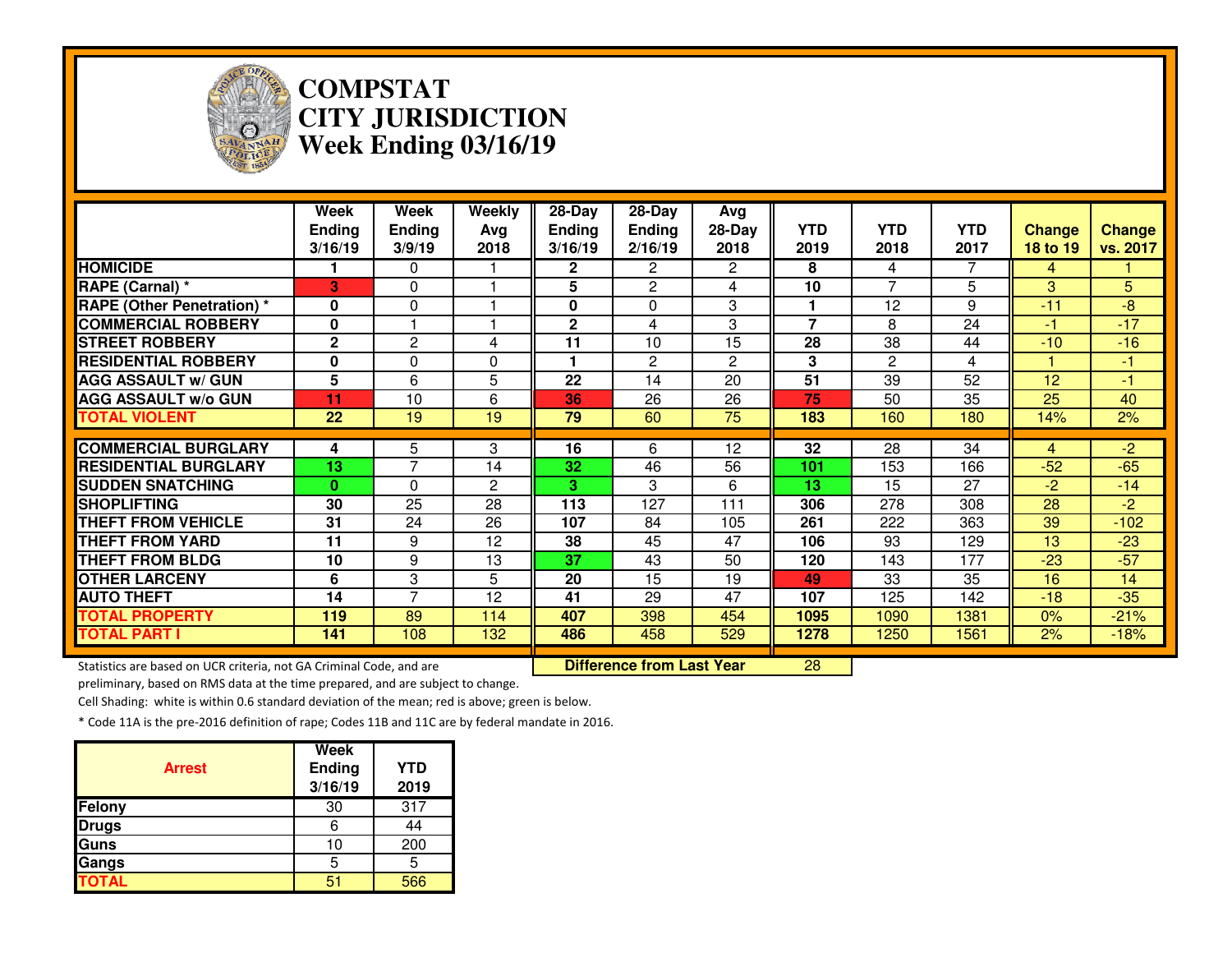# COMPSTAT
# CITY JURISDICTION
# Week Ending 03/16/19

| | Week Ending 3/16/19 | Week Ending 3/9/19 | Weekly Avg 2018 | 28-Day Ending 3/16/19 | 28-Day Ending 2/16/19 | Avg 28-Day 2018 | YTD 2019 | YTD 2018 | YTD 2017 | Change 18 to 19 | Change vs. 2017 |
|---|---|---|---|---|---|---|---|---|---|---|---|
| HOMICIDE | 1 | 0 | 1 | 2 | 2 | 2 | 8 | 4 | 7 | 4 | 1 |
| RAPE (Carnal) * | 3 | 0 | 1 | 5 | 2 | 4 | 10 | 7 | 5 | 3 | 5 |
| RAPE (Other Penetration) * | 0 | 0 | 1 | 0 | 0 | 3 | 1 | 12 | 9 | -11 | -8 |
| COMMERCIAL ROBBERY | 0 | 1 | 1 | 2 | 4 | 3 | 7 | 8 | 24 | -1 | -17 |
| STREET ROBBERY | 2 | 2 | 4 | 11 | 10 | 15 | 28 | 38 | 44 | -10 | -16 |
| RESIDENTIAL ROBBERY | 0 | 0 | 0 | 1 | 2 | 2 | 3 | 2 | 4 | 1 | -1 |
| AGG ASSAULT w/ GUN | 5 | 6 | 5 | 22 | 14 | 20 | 51 | 39 | 52 | 12 | -1 |
| AGG ASSAULT w/o GUN | 11 | 10 | 6 | 36 | 26 | 26 | 75 | 50 | 35 | 25 | 40 |
| TOTAL VIOLENT | 22 | 19 | 19 | 79 | 60 | 75 | 183 | 160 | 180 | 14% | 2% |
| COMMERCIAL BURGLARY | 4 | 5 | 3 | 16 | 6 | 12 | 32 | 28 | 34 | 4 | -2 |
| RESIDENTIAL BURGLARY | 13 | 7 | 14 | 32 | 46 | 56 | 101 | 153 | 166 | -52 | -65 |
| SUDDEN SNATCHING | 0 | 0 | 2 | 3 | 3 | 6 | 13 | 15 | 27 | -2 | -14 |
| SHOPLIFTING | 30 | 25 | 28 | 113 | 127 | 111 | 306 | 278 | 308 | 28 | -2 |
| THEFT FROM VEHICLE | 31 | 24 | 26 | 107 | 84 | 105 | 261 | 222 | 363 | 39 | -102 |
| THEFT FROM YARD | 11 | 9 | 12 | 38 | 45 | 47 | 106 | 93 | 129 | 13 | -23 |
| THEFT FROM BLDG | 10 | 9 | 13 | 37 | 43 | 50 | 120 | 143 | 177 | -23 | -57 |
| OTHER LARCENY | 6 | 3 | 5 | 20 | 15 | 19 | 49 | 33 | 35 | 16 | 14 |
| AUTO THEFT | 14 | 7 | 12 | 41 | 29 | 47 | 107 | 125 | 142 | -18 | -35 |
| TOTAL PROPERTY | 119 | 89 | 114 | 407 | 398 | 454 | 1095 | 1090 | 1381 | 0% | -21% |
| TOTAL PART I | 141 | 108 | 132 | 486 | 458 | 529 | 1278 | 1250 | 1561 | 2% | -18% |

**Difference from Last Year** 28

Statistics are based on UCR criteria, not GA Criminal Code, and are preliminary, based on RMS data at the time prepared, and are subject to change.

Cell Shading: white is within 0.6 standard deviation of the mean; red is above; green is below.

* Code 11A is the pre-2016 definition of rape; Codes 11B and 11C are by federal mandate in 2016.

| Arrest | Week Ending 3/16/19 | YTD 2019 |
|---|---|---|
| Felony | 30 | 317 |
| Drugs | 6 | 44 |
| Guns | 10 | 200 |
| Gangs | 5 | 5 |
| TOTAL | 51 | 566 |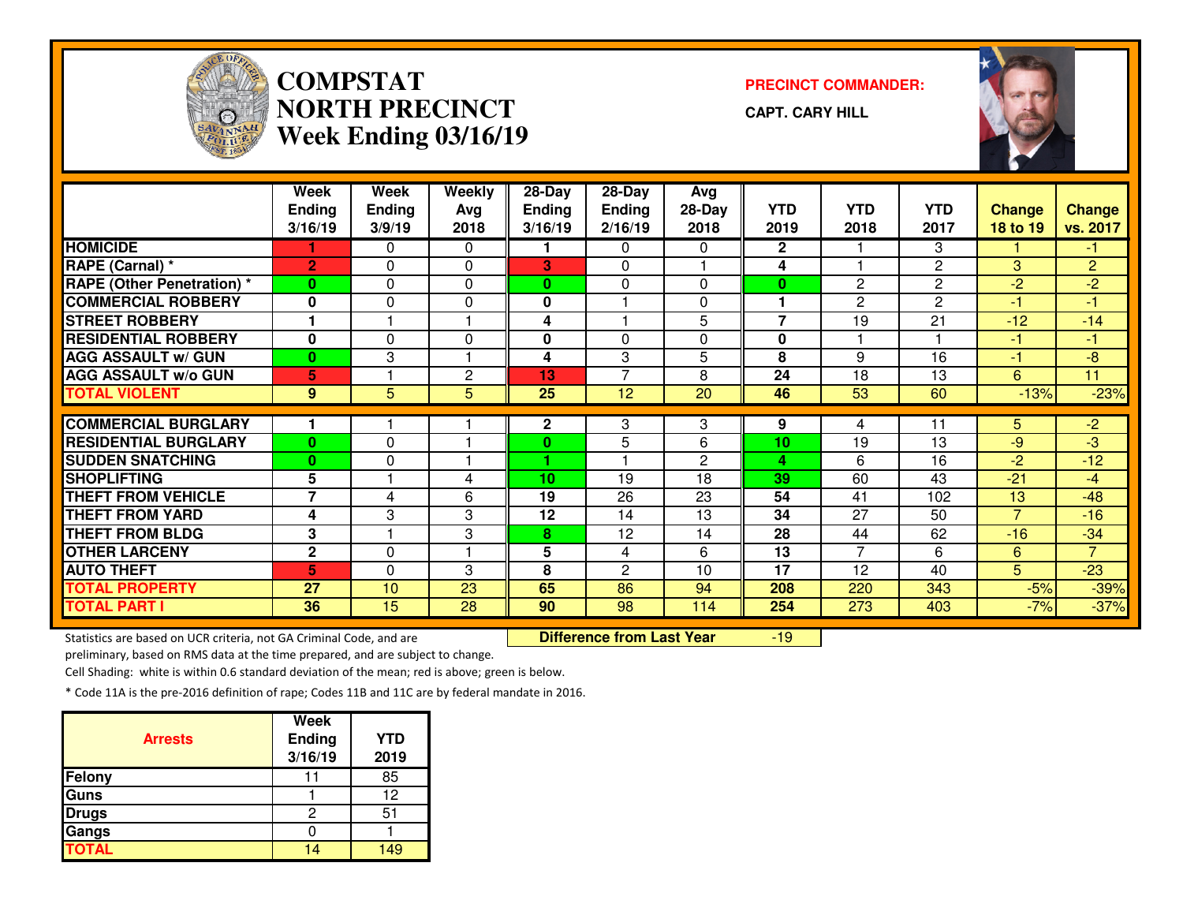# COMPSTAT
# NORTH PRECINCT
# Week Ending 03/16/19

**PRECINCT COMMANDER:**

**CAPT. CARY HILL**

| | Week Ending 3/16/19 | Week Ending 3/9/19 | Weekly Avg 2018 | 28-Day Ending 3/16/19 | 28-Day Ending 2/16/19 | Avg 28-Day 2018 | YTD 2019 | YTD 2018 | YTD 2017 | Change 18 to 19 | Change vs. 2017 |
|---|---|---|---|---|---|---|---|---|---|---|---|
| HOMICIDE | 1 | 0 | 0 | 1 | 0 | 0 | 2 | 1 | 3 | 1 | -1 |
| RAPE (Carnal) * | 2 | 0 | 0 | 3 | 0 | 1 | 4 | 1 | 2 | 3 | 2 |
| RAPE (Other Penetration) * | 0 | 0 | 0 | 0 | 0 | 0 | 0 | 2 | 2 | -2 | -2 |
| COMMERCIAL ROBBERY | 0 | 0 | 0 | 0 | 1 | 0 | 1 | 2 | 2 | -1 | -1 |
| STREET ROBBERY | 1 | 1 | 1 | 4 | 1 | 5 | 7 | 19 | 21 | -12 | -14 |
| RESIDENTIAL ROBBERY | 0 | 0 | 0 | 0 | 0 | 0 | 0 | 1 | 1 | -1 | -1 |
| AGG ASSAULT w/ GUN | 0 | 3 | 1 | 4 | 3 | 5 | 8 | 9 | 16 | -1 | -8 |
| AGG ASSAULT w/o GUN | 5 | 1 | 2 | 13 | 7 | 8 | 24 | 18 | 13 | 6 | 11 |
| TOTAL VIOLENT | 9 | 5 | 5 | 25 | 12 | 20 | 46 | 53 | 60 | -13% | -23% |
| COMMERCIAL BURGLARY | 1 | 1 | 1 | 2 | 3 | 3 | 9 | 4 | 11 | 5 | -2 |
| RESIDENTIAL BURGLARY | 0 | 0 | 1 | 0 | 5 | 6 | 10 | 19 | 13 | -9 | -3 |
| SUDDEN SNATCHING | 0 | 0 | 1 | 1 | 1 | 2 | 4 | 6 | 16 | -2 | -12 |
| SHOPLIFTING | 5 | 1 | 4 | 10 | 19 | 18 | 39 | 60 | 43 | -21 | -4 |
| THEFT FROM VEHICLE | 7 | 4 | 6 | 19 | 26 | 23 | 54 | 41 | 102 | 13 | -48 |
| THEFT FROM YARD | 4 | 3 | 3 | 12 | 14 | 13 | 34 | 27 | 50 | 7 | -16 |
| THEFT FROM BLDG | 3 | 1 | 3 | 8 | 12 | 14 | 28 | 44 | 62 | -16 | -34 |
| OTHER LARCENY | 2 | 0 | 1 | 5 | 4 | 6 | 13 | 7 | 6 | 6 | 7 |
| AUTO THEFT | 5 | 0 | 3 | 8 | 2 | 10 | 17 | 12 | 40 | 5 | -23 |
| TOTAL PROPERTY | 27 | 10 | 23 | 65 | 86 | 94 | 208 | 220 | 343 | -5% | -39% |
| TOTAL PART I | 36 | 15 | 28 | 90 | 98 | 114 | 254 | 273 | 403 | -7% | -37% |

**Difference from Last Year** -19

Statistics are based on UCR criteria, not GA Criminal Code, and are preliminary, based on RMS data at the time prepared, and are subject to change.

Cell Shading: white is within 0.6 standard deviation of the mean; red is above; green is below.

* Code 11A is the pre-2016 definition of rape; Codes 11B and 11C are by federal mandate in 2016.

| Arrests | Week Ending 3/16/19 | YTD 2019 |
|---|---|---|
| Felony | 11 | 85 |
| Guns | 1 | 12 |
| Drugs | 2 | 51 |
| Gangs | 0 | 1 |
| TOTAL | 14 | 149 |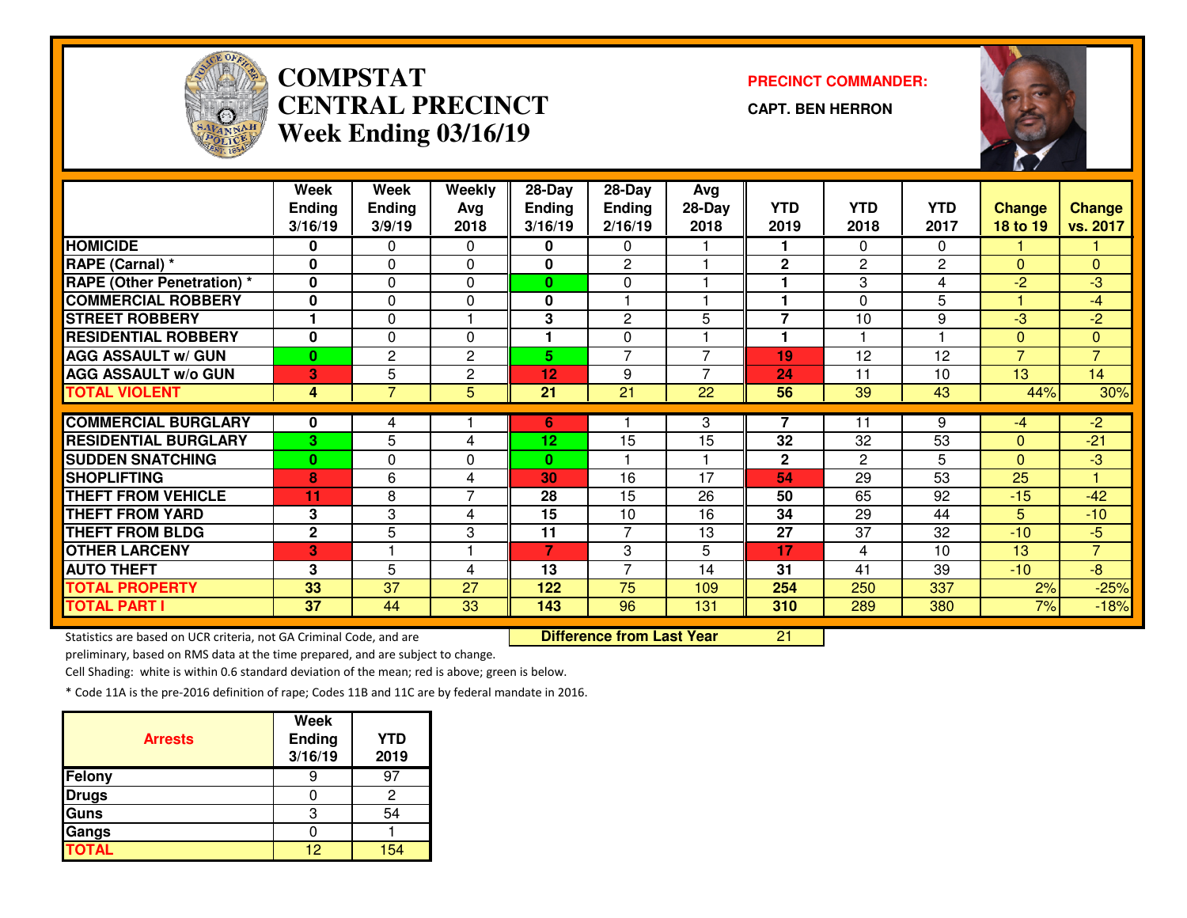# COMPSTAT CENTRAL PRECINCT

## Week Ending 03/16/19

**PRECINCT COMMANDER:**

**CAPT. BEN HERRON**

| | Week Ending 3/16/19 | Week Ending 3/9/19 | Weekly Avg 2018 | 28-Day Ending 3/16/19 | 28-Day Ending 2/16/19 | Avg 28-Day 2018 | YTD 2019 | YTD 2018 | YTD 2017 | Change 18 to 19 | Change vs. 2017 |
|---|---|---|---|---|---|---|---|---|---|---|---|
| HOMICIDE | 0 | 0 | 0 | 0 | 0 | 1 | 1 | 0 | 0 | 1 | 1 |
| RAPE (Carnal) * | 0 | 0 | 0 | 0 | 2 | 1 | 2 | 2 | 2 | 0 | 0 |
| RAPE (Other Penetration) * | 0 | 0 | 0 | 0 | 0 | 1 | 1 | 3 | 4 | -2 | -3 |
| COMMERCIAL ROBBERY | 0 | 0 | 0 | 0 | 1 | 1 | 1 | 0 | 5 | 1 | -4 |
| STREET ROBBERY | 1 | 0 | 1 | 3 | 2 | 5 | 7 | 10 | 9 | -3 | -2 |
| RESIDENTIAL ROBBERY | 0 | 0 | 0 | 1 | 0 | 1 | 1 | 1 | 1 | 0 | 0 |
| AGG ASSAULT w/ GUN | 0 | 2 | 2 | 5 | 7 | 7 | 19 | 12 | 12 | 7 | 7 |
| AGG ASSAULT w/o GUN | 3 | 5 | 2 | 12 | 9 | 7 | 24 | 11 | 10 | 13 | 14 |
| TOTAL VIOLENT | 4 | 7 | 5 | 21 | 21 | 22 | 56 | 39 | 43 | 44% | 30% |
| COMMERCIAL BURGLARY | 0 | 4 | 1 | 6 | 1 | 3 | 7 | 11 | 9 | -4 | -2 |
| RESIDENTIAL BURGLARY | 3 | 5 | 4 | 12 | 15 | 15 | 32 | 32 | 53 | 0 | -21 |
| SUDDEN SNATCHING | 0 | 0 | 0 | 0 | 1 | 1 | 2 | 2 | 5 | 0 | -3 |
| SHOPLIFTING | 8 | 6 | 4 | 30 | 16 | 17 | 54 | 29 | 53 | 25 | 1 |
| THEFT FROM VEHICLE | 11 | 8 | 7 | 28 | 15 | 26 | 50 | 65 | 92 | -15 | -42 |
| THEFT FROM YARD | 3 | 3 | 4 | 15 | 10 | 16 | 34 | 29 | 44 | 5 | -10 |
| THEFT FROM BLDG | 2 | 5 | 3 | 11 | 7 | 13 | 27 | 37 | 32 | -10 | -5 |
| OTHER LARCENY | 3 | 1 | 1 | 7 | 3 | 5 | 17 | 4 | 10 | 13 | 7 |
| AUTO THEFT | 3 | 5 | 4 | 13 | 7 | 14 | 31 | 41 | 39 | -10 | -8 |
| TOTAL PROPERTY | 33 | 37 | 27 | 122 | 75 | 109 | 254 | 250 | 337 | 2% | -25% |
| TOTAL PART I | 37 | 44 | 33 | 143 | 96 | 131 | 310 | 289 | 380 | 7% | -18% |

Statistics are based on UCR criteria, not GA Criminal Code, and are preliminary, based on RMS data at the time prepared, and are subject to change.

**Difference from Last Year** 21

Cell Shading: white is within 0.6 standard deviation of the mean; red is above; green is below.

* Code 11A is the pre-2016 definition of rape; Codes 11B and 11C are by federal mandate in 2016.

| Arrests | Week Ending 3/16/19 | YTD 2019 |
|---|---|---|
| Felony | 9 | 97 |
| Drugs | 0 | 2 |
| Guns | 3 | 54 |
| Gangs | 0 | 1 |
| TOTAL | 12 | 154 |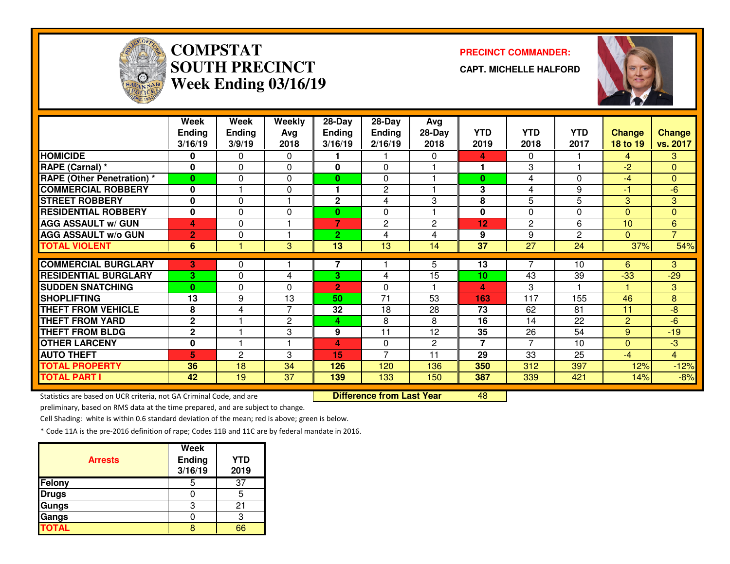# COMPSTAT SOUTH PRECINCT
## Week Ending 03/16/19

**PRECINCT COMMANDER:**

**CAPT. MICHELLE HALFORD**

| | Week Ending 3/16/19 | Week Ending 3/9/19 | Weekly Avg 2018 | 28-Day Ending 3/16/19 | 28-Day Ending 2/16/19 | Avg 28-Day 2018 | YTD 2019 | YTD 2018 | YTD 2017 | Change 18 to 19 | Change vs. 2017 |
|---|---|---|---|---|---|---|---|---|---|---|---|
| HOMICIDE | 0 | 0 | 0 | 1 | 1 | 0 | 4 | 0 | 1 | 4 | 3 |
| RAPE (Carnal) * | 0 | 0 | 0 | 0 | 0 | 1 | 1 | 3 | 1 | -2 | 0 |
| RAPE (Other Penetration) * | 0 | 0 | 0 | 0 | 0 | 1 | 0 | 4 | 0 | -4 | 0 |
| COMMERCIAL ROBBERY | 0 | 1 | 0 | 1 | 2 | 1 | 3 | 4 | 9 | -1 | -6 |
| STREET ROBBERY | 0 | 0 | 1 | 2 | 4 | 3 | 8 | 5 | 5 | 3 | 3 |
| RESIDENTIAL ROBBERY | 0 | 0 | 0 | 0 | 0 | 1 | 0 | 0 | 0 | 0 | 0 |
| AGG ASSAULT w/ GUN | 4 | 0 | 1 | 7 | 2 | 2 | 12 | 2 | 6 | 10 | 6 |
| AGG ASSAULT w/o GUN | 2 | 0 | 1 | 2 | 4 | 4 | 9 | 9 | 2 | 0 | 7 |
| TOTAL VIOLENT | 6 | 1 | 3 | 13 | 13 | 14 | 37 | 27 | 24 | 37% | 54% |
| COMMERCIAL BURGLARY | 3 | 0 | 1 | 7 | 1 | 5 | 13 | 7 | 10 | 6 | 3 |
| RESIDENTIAL BURGLARY | 3 | 0 | 4 | 3 | 4 | 15 | 10 | 43 | 39 | -33 | -29 |
| SUDDEN SNATCHING | 0 | 0 | 0 | 2 | 0 | 1 | 4 | 3 | 1 | 1 | 3 |
| SHOPLIFTING | 13 | 9 | 13 | 50 | 71 | 53 | 163 | 117 | 155 | 46 | 8 |
| THEFT FROM VEHICLE | 8 | 4 | 7 | 32 | 18 | 28 | 73 | 62 | 81 | 11 | -8 |
| THEFT FROM YARD | 2 | 1 | 2 | 4 | 8 | 8 | 16 | 14 | 22 | 2 | -6 |
| THEFT FROM BLDG | 2 | 1 | 3 | 9 | 11 | 12 | 35 | 26 | 54 | 9 | -19 |
| OTHER LARCENY | 0 | 1 | 1 | 4 | 0 | 2 | 7 | 7 | 10 | 0 | -3 |
| AUTO THEFT | 5 | 2 | 3 | 15 | 7 | 11 | 29 | 33 | 25 | -4 | 4 |
| TOTAL PROPERTY | 36 | 18 | 34 | 126 | 120 | 136 | 350 | 312 | 397 | 12% | -12% |
| TOTAL PART I | 42 | 19 | 37 | 139 | 133 | 150 | 387 | 339 | 421 | 14% | -8% |

**Difference from Last Year** 48

Statistics are based on UCR criteria, not GA Criminal Code, and are preliminary, based on RMS data at the time prepared, and are subject to change.

Cell Shading: white is within 0.6 standard deviation of the mean; red is above; green is below.

* Code 11A is the pre-2016 definition of rape; Codes 11B and 11C are by federal mandate in 2016.

| Arrests | Week Ending 3/16/19 | YTD 2019 |
|---|---|---|
| Felony | 5 | 37 |
| Drugs | 0 | 5 |
| Gungs | 3 | 21 |
| Gangs | 0 | 3 |
| TOTAL | 8 | 66 |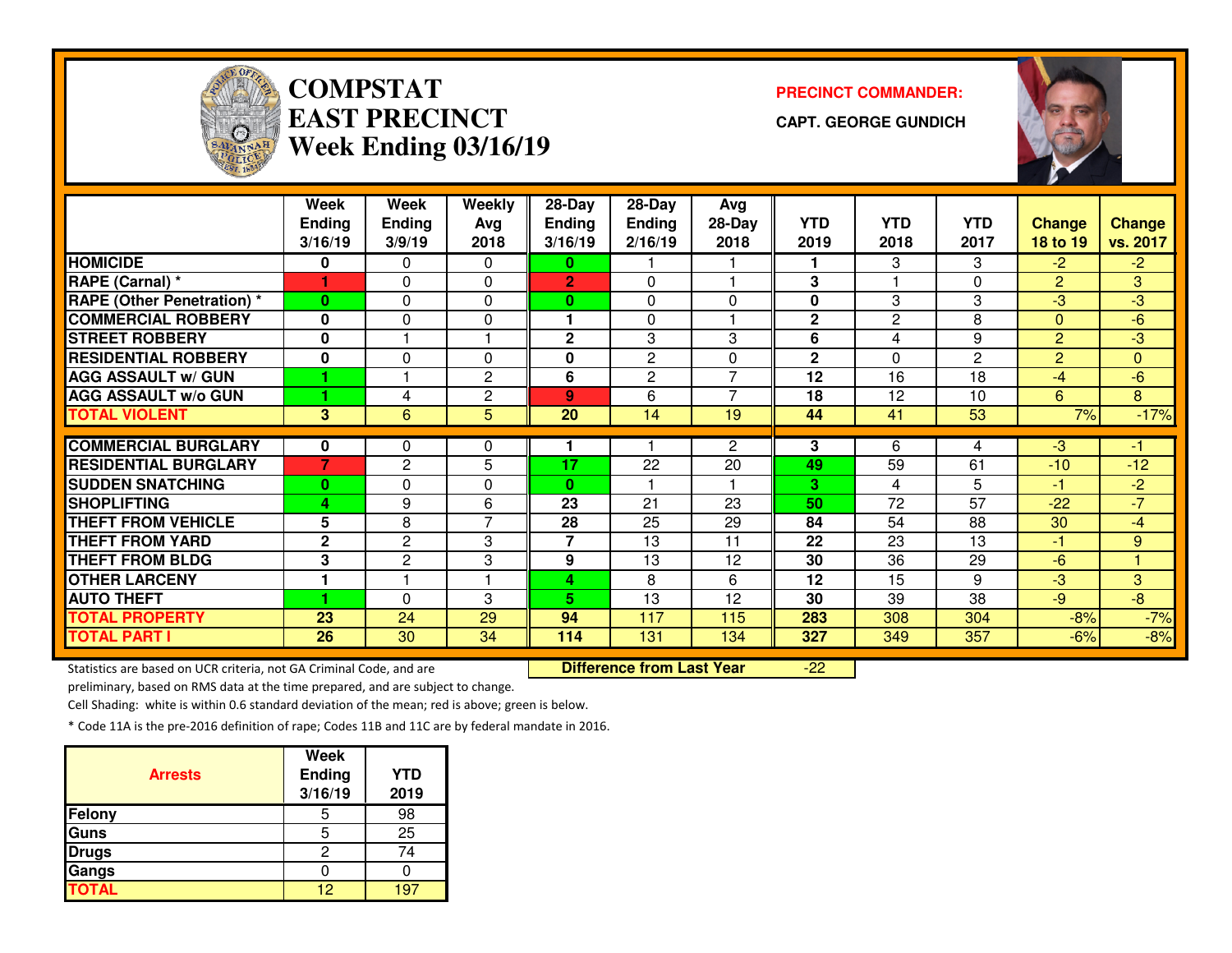# COMPSTAT
# EAST PRECINCT
# Week Ending 03/16/19

**PRECINCT COMMANDER:**

**CAPT. GEORGE GUNDICH**

| | Week Ending 3/16/19 | Week Ending 3/9/19 | Weekly Avg 2018 | 28-Day Ending 3/16/19 | 28-Day Ending 2/16/19 | Avg 28-Day 2018 | YTD 2019 | YTD 2018 | YTD 2017 | Change 18 to 19 | Change vs. 2017 |
|---|---|---|---|---|---|---|---|---|---|---|---|
| HOMICIDE | 0 | 0 | 0 | 0 | 1 | 1 | 1 | 3 | 3 | -2 | -2 |
| RAPE (Carnal) * | 1 | 0 | 0 | 2 | 0 | 1 | 3 | 1 | 0 | 2 | 3 |
| RAPE (Other Penetration) * | 0 | 0 | 0 | 0 | 0 | 0 | 0 | 3 | 3 | -3 | -3 |
| COMMERCIAL ROBBERY | 0 | 0 | 0 | 1 | 0 | 1 | 2 | 2 | 8 | 0 | -6 |
| STREET ROBBERY | 0 | 1 | 1 | 2 | 3 | 3 | 6 | 4 | 9 | 2 | -3 |
| RESIDENTIAL ROBBERY | 0 | 0 | 0 | 0 | 2 | 0 | 2 | 0 | 2 | 2 | 0 |
| AGG ASSAULT w/ GUN | 1 | 1 | 2 | 6 | 2 | 7 | 12 | 16 | 18 | -4 | -6 |
| AGG ASSAULT w/o GUN | 1 | 4 | 2 | 9 | 6 | 7 | 18 | 12 | 10 | 6 | 8 |
| TOTAL VIOLENT | 3 | 6 | 5 | 20 | 14 | 19 | 44 | 41 | 53 | 7% | -17% |
| COMMERCIAL BURGLARY | 0 | 0 | 0 | 1 | 1 | 2 | 3 | 6 | 4 | -3 | -1 |
| RESIDENTIAL BURGLARY | 7 | 2 | 5 | 17 | 22 | 20 | 49 | 59 | 61 | -10 | -12 |
| SUDDEN SNATCHING | 0 | 0 | 0 | 0 | 1 | 1 | 3 | 4 | 5 | -1 | -2 |
| SHOPLIFTING | 4 | 9 | 6 | 23 | 21 | 23 | 50 | 72 | 57 | -22 | -7 |
| THEFT FROM VEHICLE | 5 | 8 | 7 | 28 | 25 | 29 | 84 | 54 | 88 | 30 | -4 |
| THEFT FROM YARD | 2 | 2 | 3 | 7 | 13 | 11 | 22 | 23 | 13 | -1 | 9 |
| THEFT FROM BLDG | 3 | 2 | 3 | 9 | 13 | 12 | 30 | 36 | 29 | -6 | 1 |
| OTHER LARCENY | 1 | 1 | 1 | 4 | 8 | 6 | 12 | 15 | 9 | -3 | 3 |
| AUTO THEFT | 1 | 0 | 3 | 5 | 13 | 12 | 30 | 39 | 38 | -9 | -8 |
| TOTAL PROPERTY | 23 | 24 | 29 | 94 | 117 | 115 | 283 | 308 | 304 | -8% | -7% |
| TOTAL PART I | 26 | 30 | 34 | 114 | 131 | 134 | 327 | 349 | 357 | -6% | -8% |

**Difference from Last Year** -22

Statistics are based on UCR criteria, not GA Criminal Code, and are preliminary, based on RMS data at the time prepared, and are subject to change.

Cell Shading: white is within 0.6 standard deviation of the mean; red is above; green is below.

* Code 11A is the pre-2016 definition of rape; Codes 11B and 11C are by federal mandate in 2016.

| Arrests | Week Ending 3/16/19 | YTD 2019 |
|---|---|---|
| Felony | 5 | 98 |
| Guns | 5 | 25 |
| Drugs | 2 | 74 |
| Gangs | 0 | 0 |
| TOTAL | 12 | 197 |